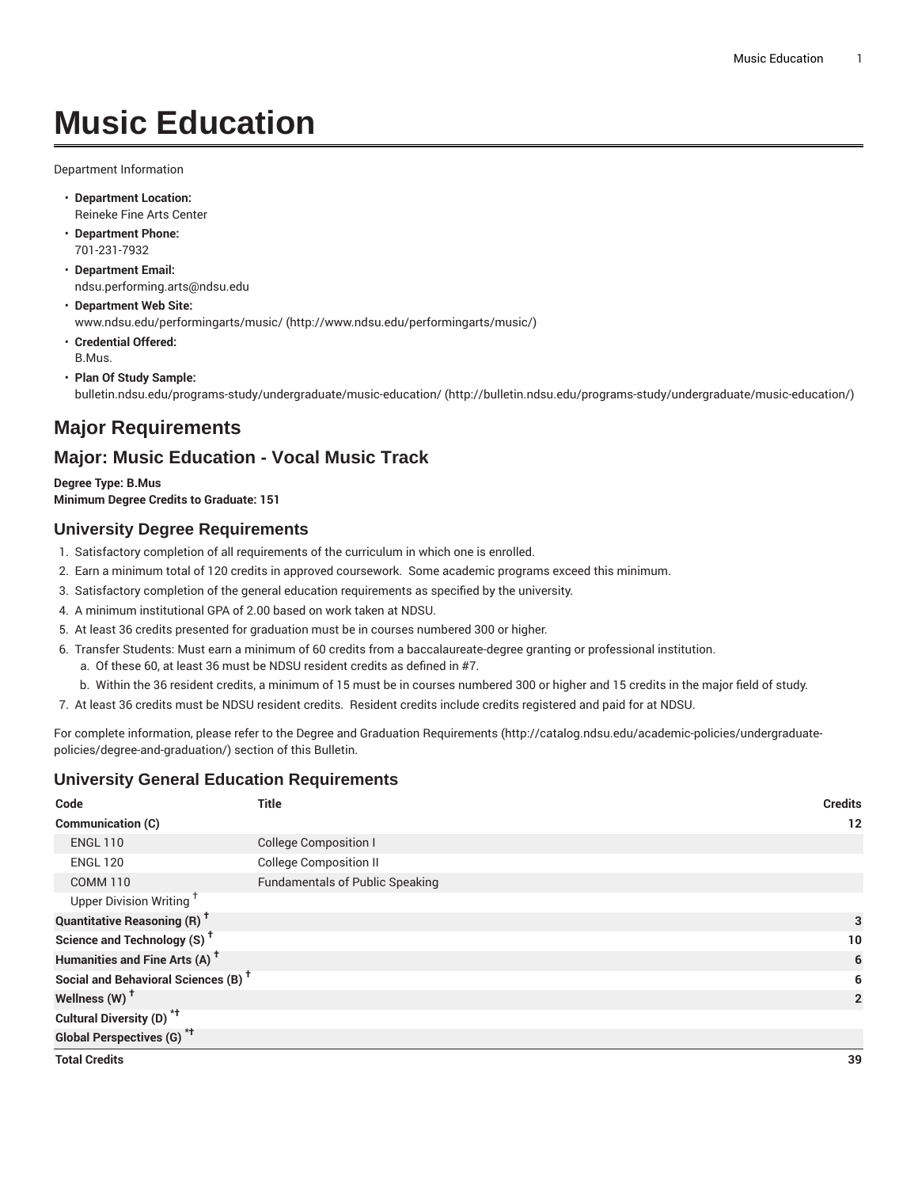# Music Education

Department Information

- **Department Location:**
  Reineke Fine Arts Center
- **Department Phone:**
  701-231-7932
- **Department Email:**
  ndsu.performing.arts@ndsu.edu
- **Department Web Site:**
  www.ndsu.edu/performingarts/music/ (http://www.ndsu.edu/performingarts/music/)
- **Credential Offered:**
  B.Mus.
- **Plan Of Study Sample:**
  bulletin.ndsu.edu/programs-study/undergraduate/music-education/ (http://bulletin.ndsu.edu/programs-study/undergraduate/music-education/)

## Major Requirements

## Major: Music Education - Vocal Music Track

**Degree Type: B.Mus**
**Minimum Degree Credits to Graduate: 151**

### University Degree Requirements

1. Satisfactory completion of all requirements of the curriculum in which one is enrolled.
2. Earn a minimum total of 120 credits in approved coursework. Some academic programs exceed this minimum.
3. Satisfactory completion of the general education requirements as specified by the university.
4. A minimum institutional GPA of 2.00 based on work taken at NDSU.
5. At least 36 credits presented for graduation must be in courses numbered 300 or higher.
6. Transfer Students: Must earn a minimum of 60 credits from a baccalaureate-degree granting or professional institution.
   a. Of these 60, at least 36 must be NDSU resident credits as defined in #7.
   b. Within the 36 resident credits, a minimum of 15 must be in courses numbered 300 or higher and 15 credits in the major field of study.
7. At least 36 credits must be NDSU resident credits. Resident credits include credits registered and paid for at NDSU.

For complete information, please refer to the Degree and Graduation Requirements (http://catalog.ndsu.edu/academic-policies/undergraduate-policies/degree-and-graduation/) section of this Bulletin.

### University General Education Requirements

| Code | Title | Credits |
| --- | --- | --- |
| **Communication (C)** | | **12** |
| ENGL 110 | College Composition I | |
| ENGL 120 | College Composition II | |
| COMM 110 | Fundamentals of Public Speaking | |
| Upper Division Writing † | | |
| **Quantitative Reasoning (R) †** | | **3** |
| **Science and Technology (S) †** | | **10** |
| **Humanities and Fine Arts (A) †** | | **6** |
| **Social and Behavioral Sciences (B) †** | | **6** |
| **Wellness (W) †** | | **2** |
| **Cultural Diversity (D) *†** | | |
| **Global Perspectives (G) *†** | | |
| **Total Credits** | | **39** |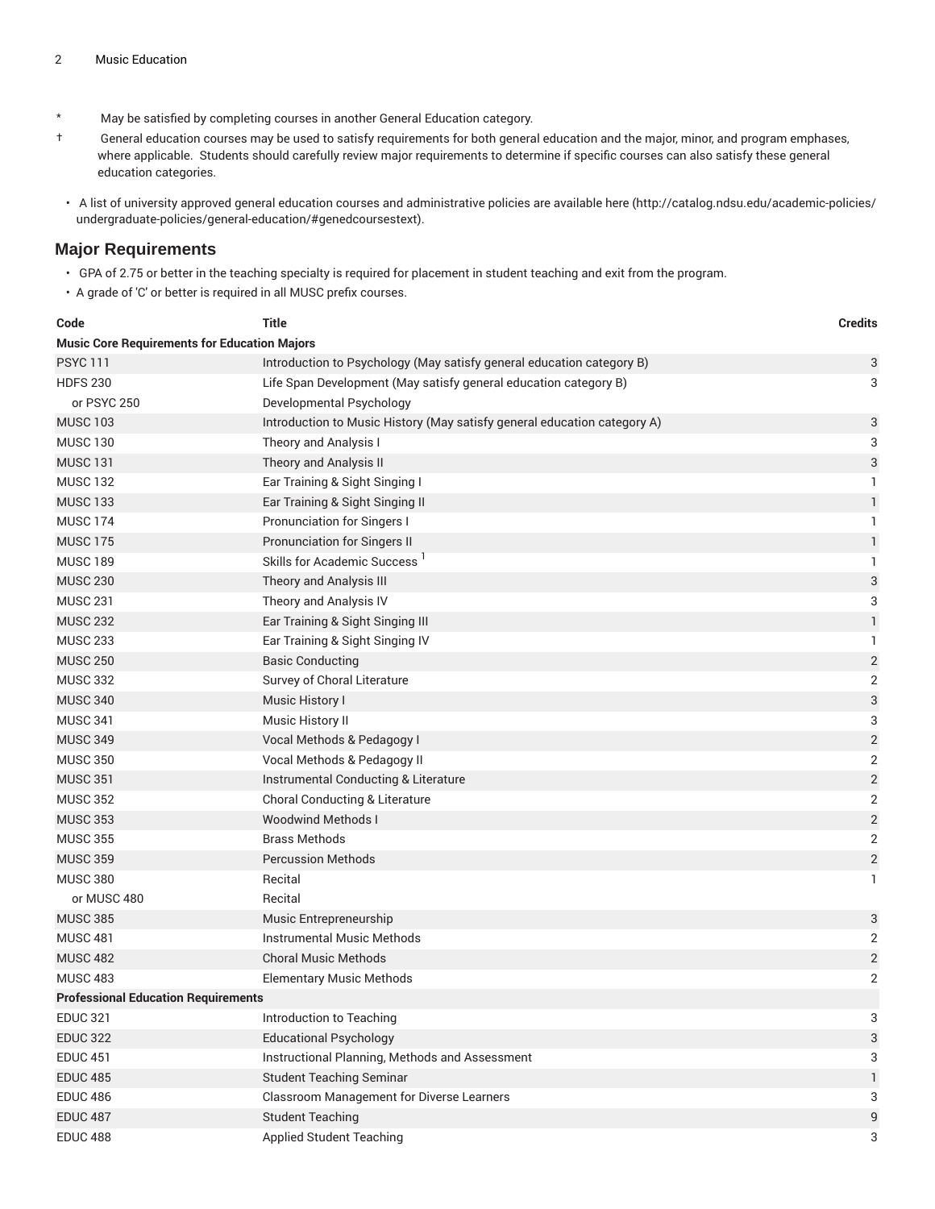* May be satisfied by completing courses in another General Education category.

† General education courses may be used to satisfy requirements for both general education and the major, minor, and program emphases, where applicable. Students should carefully review major requirements to determine if specific courses can also satisfy these general education categories.

- A list of university approved general education courses and administrative policies are available here (http://catalog.ndsu.edu/academic-policies/undergraduate-policies/general-education/#genedcoursestext).

## Major Requirements

- GPA of 2.75 or better in the teaching specialty is required for placement in student teaching and exit from the program.
- A grade of 'C' or better is required in all MUSC prefix courses.

| Code | Title | Credits |
| --- | --- | --- |
| **Music Core Requirements for Education Majors** | | |
| PSYC 111 | Introduction to Psychology (May satisfy general education category B) | 3 |
| HDFS 230 | Life Span Development (May satisfy general education category B) | 3 |
| or PSYC 250 | Developmental Psychology | |
| MUSC 103 | Introduction to Music History (May satisfy general education category A) | 3 |
| MUSC 130 | Theory and Analysis I | 3 |
| MUSC 131 | Theory and Analysis II | 3 |
| MUSC 132 | Ear Training & Sight Singing I | 1 |
| MUSC 133 | Ear Training & Sight Singing II | 1 |
| MUSC 174 | Pronunciation for Singers I | 1 |
| MUSC 175 | Pronunciation for Singers II | 1 |
| MUSC 189 | Skills for Academic Success [1] | 1 |
| MUSC 230 | Theory and Analysis III | 3 |
| MUSC 231 | Theory and Analysis IV | 3 |
| MUSC 232 | Ear Training & Sight Singing III | 1 |
| MUSC 233 | Ear Training & Sight Singing IV | 1 |
| MUSC 250 | Basic Conducting | 2 |
| MUSC 332 | Survey of Choral Literature | 2 |
| MUSC 340 | Music History I | 3 |
| MUSC 341 | Music History II | 3 |
| MUSC 349 | Vocal Methods & Pedagogy I | 2 |
| MUSC 350 | Vocal Methods & Pedagogy II | 2 |
| MUSC 351 | Instrumental Conducting & Literature | 2 |
| MUSC 352 | Choral Conducting & Literature | 2 |
| MUSC 353 | Woodwind Methods I | 2 |
| MUSC 355 | Brass Methods | 2 |
| MUSC 359 | Percussion Methods | 2 |
| MUSC 380 | Recital | 1 |
| or MUSC 480 | Recital | |
| MUSC 385 | Music Entrepreneurship | 3 |
| MUSC 481 | Instrumental Music Methods | 2 |
| MUSC 482 | Choral Music Methods | 2 |
| MUSC 483 | Elementary Music Methods | 2 |
| **Professional Education Requirements** | | |
| EDUC 321 | Introduction to Teaching | 3 |
| EDUC 322 | Educational Psychology | 3 |
| EDUC 451 | Instructional Planning, Methods and Assessment | 3 |
| EDUC 485 | Student Teaching Seminar | 1 |
| EDUC 486 | Classroom Management for Diverse Learners | 3 |
| EDUC 487 | Student Teaching | 9 |
| EDUC 488 | Applied Student Teaching | 3 |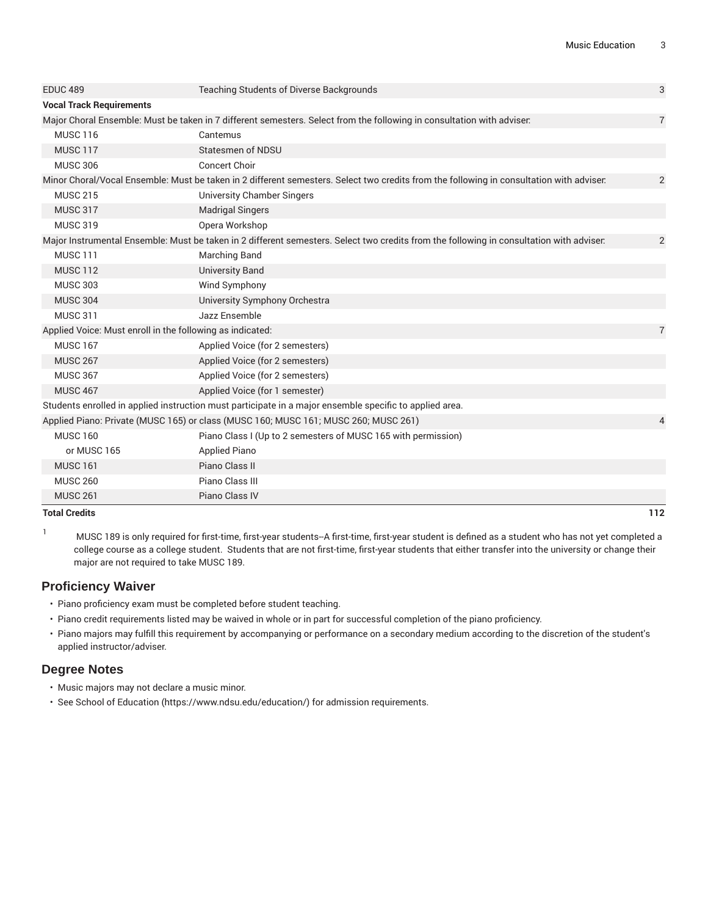| | | |
|---|---|---|
| EDUC 489 | Teaching Students of Diverse Backgrounds | 3 |
| **Vocal Track Requirements** | | |
| Major Choral Ensemble: Must be taken in 7 different semesters. Select from the following in consultation with adviser: | | 7 |
| MUSC 116 | Cantemus | |
| MUSC 117 | Statesmen of NDSU | |
| MUSC 306 | Concert Choir | |
| Minor Choral/Vocal Ensemble: Must be taken in 2 different semesters. Select two credits from the following in consultation with adviser: | | 2 |
| MUSC 215 | University Chamber Singers | |
| MUSC 317 | Madrigal Singers | |
| MUSC 319 | Opera Workshop | |
| Major Instrumental Ensemble: Must be taken in 2 different semesters. Select two credits from the following in consultation with adviser: | | 2 |
| MUSC 111 | Marching Band | |
| MUSC 112 | University Band | |
| MUSC 303 | Wind Symphony | |
| MUSC 304 | University Symphony Orchestra | |
| MUSC 311 | Jazz Ensemble | |
| Applied Voice: Must enroll in the following as indicated: | | 7 |
| MUSC 167 | Applied Voice (for 2 semesters) | |
| MUSC 267 | Applied Voice (for 2 semesters) | |
| MUSC 367 | Applied Voice (for 2 semesters) | |
| MUSC 467 | Applied Voice (for 1 semester) | |
| Students enrolled in applied instruction must participate in a major ensemble specific to applied area. | | |
| Applied Piano: Private (MUSC 165) or class (MUSC 160; MUSC 161; MUSC 260; MUSC 261) | | 4 |
| MUSC 160 | Piano Class I (Up to 2 semesters of MUSC 165 with permission) | |
| or MUSC 165 | Applied Piano | |
| MUSC 161 | Piano Class II | |
| MUSC 260 | Piano Class III | |
| MUSC 261 | Piano Class IV | |
| **Total Credits** | | **112** |

[1] MUSC 189 is only required for first-time, first-year students--A first-time, first-year student is defined as a student who has not yet completed a college course as a college student. Students that are not first-time, first-year students that either transfer into the university or change their major are not required to take MUSC 189.

## Proficiency Waiver

- Piano proficiency exam must be completed before student teaching.
- Piano credit requirements listed may be waived in whole or in part for successful completion of the piano proficiency.
- Piano majors may fulfill this requirement by accompanying or performance on a secondary medium according to the discretion of the student's applied instructor/adviser.

## Degree Notes

- Music majors may not declare a music minor.
- See School of Education (https://www.ndsu.edu/education/) for admission requirements.